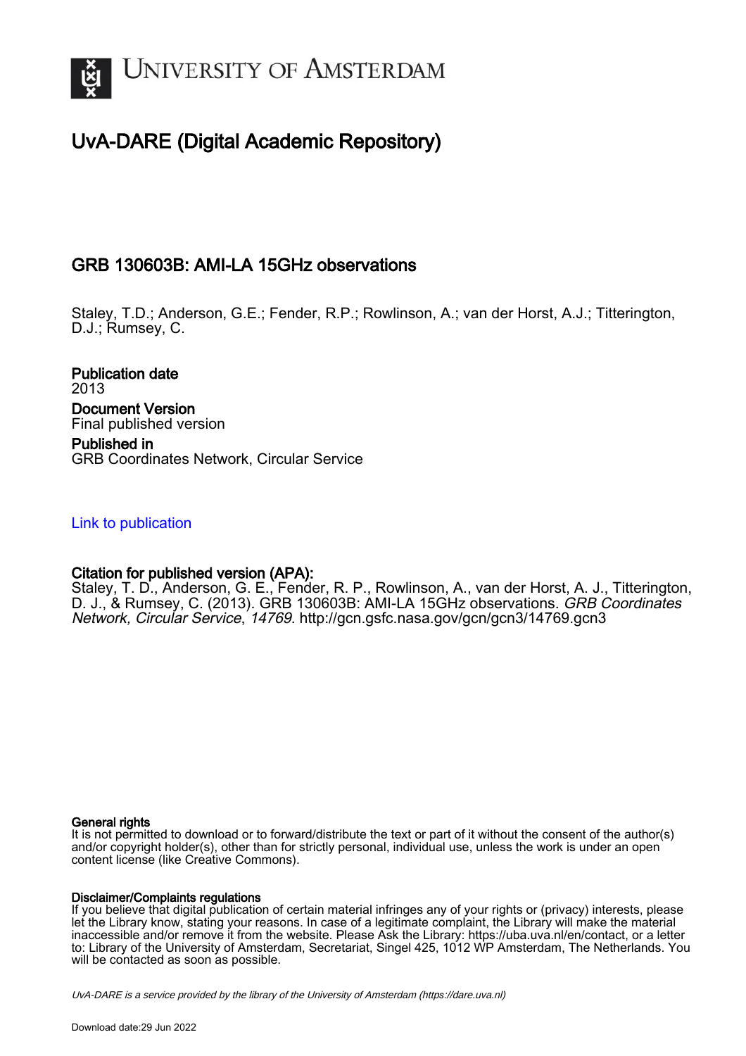# UvA-DARE (Digital Academic Repository)

## GRB 130603B: AMI-LA 15GHz observations

Staley, T.D.; Anderson, G.E.; Fender, R.P.; Rowlinson, A.; van der Horst, A.J.; Titterington, D.J.; Rumsey, C.

**Publication date**
2013

**Document Version**
Final published version

**Published in**
GRB Coordinates Network, Circular Service

Link to publication

**Citation for published version (APA):**
Staley, T. D., Anderson, G. E., Fender, R. P., Rowlinson, A., van der Horst, A. J., Titterington, D. J., & Rumsey, C. (2013). GRB 130603B: AMI-LA 15GHz observations. *GRB Coordinates Network, Circular Service*, *14769*. http://gcn.gsfc.nasa.gov/gcn/gcn3/14769.gcn3

**General rights**
It is not permitted to download or to forward/distribute the text or part of it without the consent of the author(s) and/or copyright holder(s), other than for strictly personal, individual use, unless the work is under an open content license (like Creative Commons).

**Disclaimer/Complaints regulations**
If you believe that digital publication of certain material infringes any of your rights or (privacy) interests, please let the Library know, stating your reasons. In case of a legitimate complaint, the Library will make the material inaccessible and/or remove it from the website. Please Ask the Library: https://uba.uva.nl/en/contact, or a letter to: Library of the University of Amsterdam, Secretariat, Singel 425, 1012 WP Amsterdam, The Netherlands. You will be contacted as soon as possible.

UvA-DARE is a service provided by the library of the University of Amsterdam (https://dare.uva.nl)

Download date:29 Jun 2022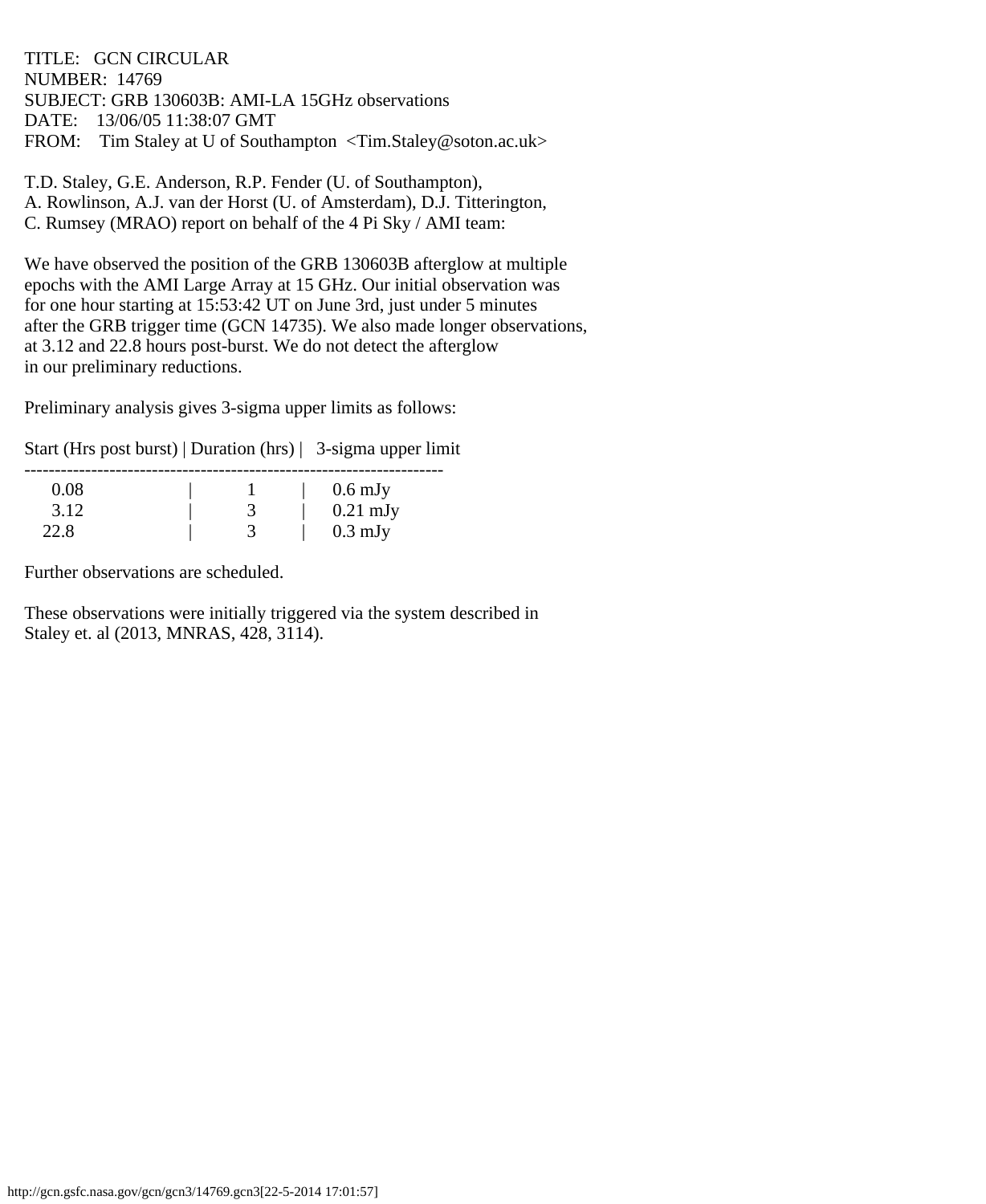TITLE: GCN CIRCULAR
NUMBER: 14769
SUBJECT: GRB 130603B: AMI-LA 15GHz observations
DATE: 13/06/05 11:38:07 GMT
FROM: Tim Staley at U of Southampton <Tim.Staley@soton.ac.uk>

T.D. Staley, G.E. Anderson, R.P. Fender (U. of Southampton),
A. Rowlinson, A.J. van der Horst (U. of Amsterdam), D.J. Titterington,
C. Rumsey (MRAO) report on behalf of the 4 Pi Sky / AMI team:

We have observed the position of the GRB 130603B afterglow at multiple epochs with the AMI Large Array at 15 GHz. Our initial observation was for one hour starting at 15:53:42 UT on June 3rd, just under 5 minutes after the GRB trigger time (GCN 14735). We also made longer observations, at 3.12 and 22.8 hours post-burst. We do not detect the afterglow in our preliminary reductions.

Preliminary analysis gives 3-sigma upper limits as follows:

| Start (Hrs post burst) | Duration (hrs) | 3-sigma upper limit |
|---|---|---|
| 0.08 | 1 | 0.6 mJy |
| 3.12 | 3 | 0.21 mJy |
| 22.8 | 3 | 0.3 mJy |

Further observations are scheduled.

These observations were initially triggered via the system described in Staley et. al (2013, MNRAS, 428, 3114).